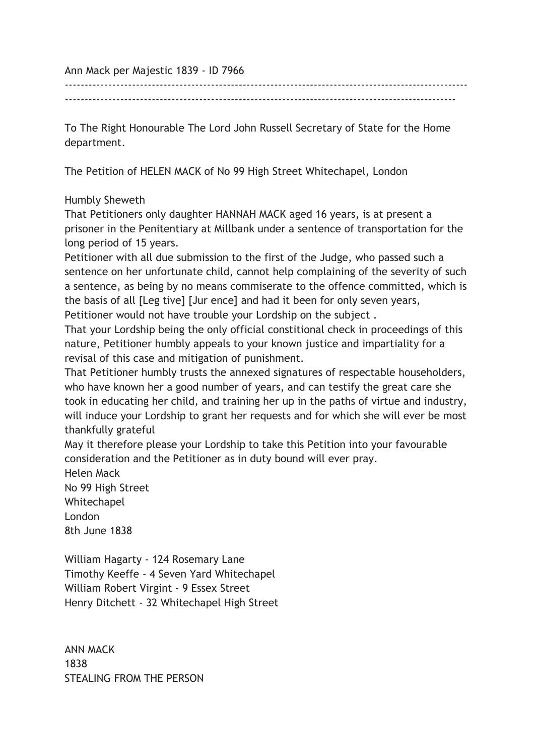Ann Mack per Majestic 1839 - ID 7966

---

To The Right Honourable The Lord John Russell Secretary of State for the Home department.

The Petition of HELEN MACK of No 99 High Street Whitechapel, London

Humbly Sheweth

That Petitioners only daughter HANNAH MACK aged 16 years, is at present a prisoner in the Penitentiary at Millbank under a sentence of transportation for the long period of 15 years.

Petitioner with all due submission to the first of the Judge, who passed such a sentence on her unfortunate child, cannot help complaining of the severity of such a sentence, as being by no means commiserate to the offence committed, which is the basis of all [Leg tive] [Jur ence] and had it been for only seven years, Petitioner would not have trouble your Lordship on the subject .

That your Lordship being the only official constitional check in proceedings of this nature, Petitioner humbly appeals to your known justice and impartiality for a revisal of this case and mitigation of punishment.

That Petitioner humbly trusts the annexed signatures of respectable householders, who have known her a good number of years, and can testify the great care she took in educating her child, and training her up in the paths of virtue and industry, will induce your Lordship to grant her requests and for which she will ever be most thankfully grateful

May it therefore please your Lordship to take this Petition into your favourable consideration and the Petitioner as in duty bound will ever pray.

Helen Mack  
No 99 High Street  
Whitechapel  
London  
8th June 1838

William Hagarty - 124 Rosemary Lane  
Timothy Keeffe - 4 Seven Yard Whitechapel  
William Robert Virgint - 9 Essex Street  
Henry Ditchett - 32 Whitechapel High Street

ANN MACK  
1838  
STEALING FROM THE PERSON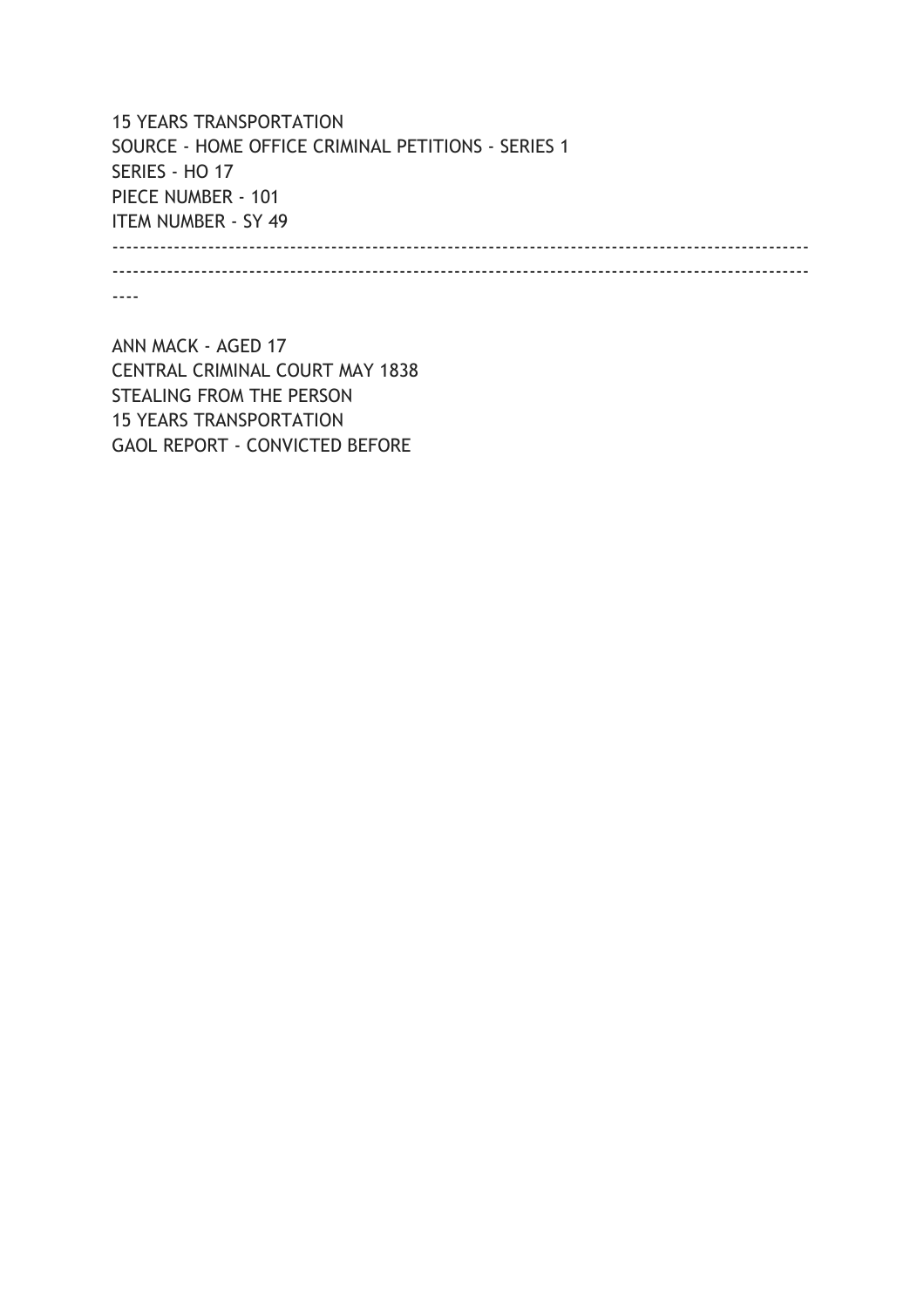15 YEARS TRANSPORTATION
SOURCE - HOME OFFICE CRIMINAL PETITIONS - SERIES 1
SERIES - HO 17
PIECE NUMBER - 101
ITEM NUMBER - SY 49

----------------------------------------------------------------------------------------------------
----------------------------------------------------------------------------------------------------
----

ANN MACK - AGED 17
CENTRAL CRIMINAL COURT MAY 1838
STEALING FROM THE PERSON
15 YEARS TRANSPORTATION
GAOL REPORT - CONVICTED BEFORE